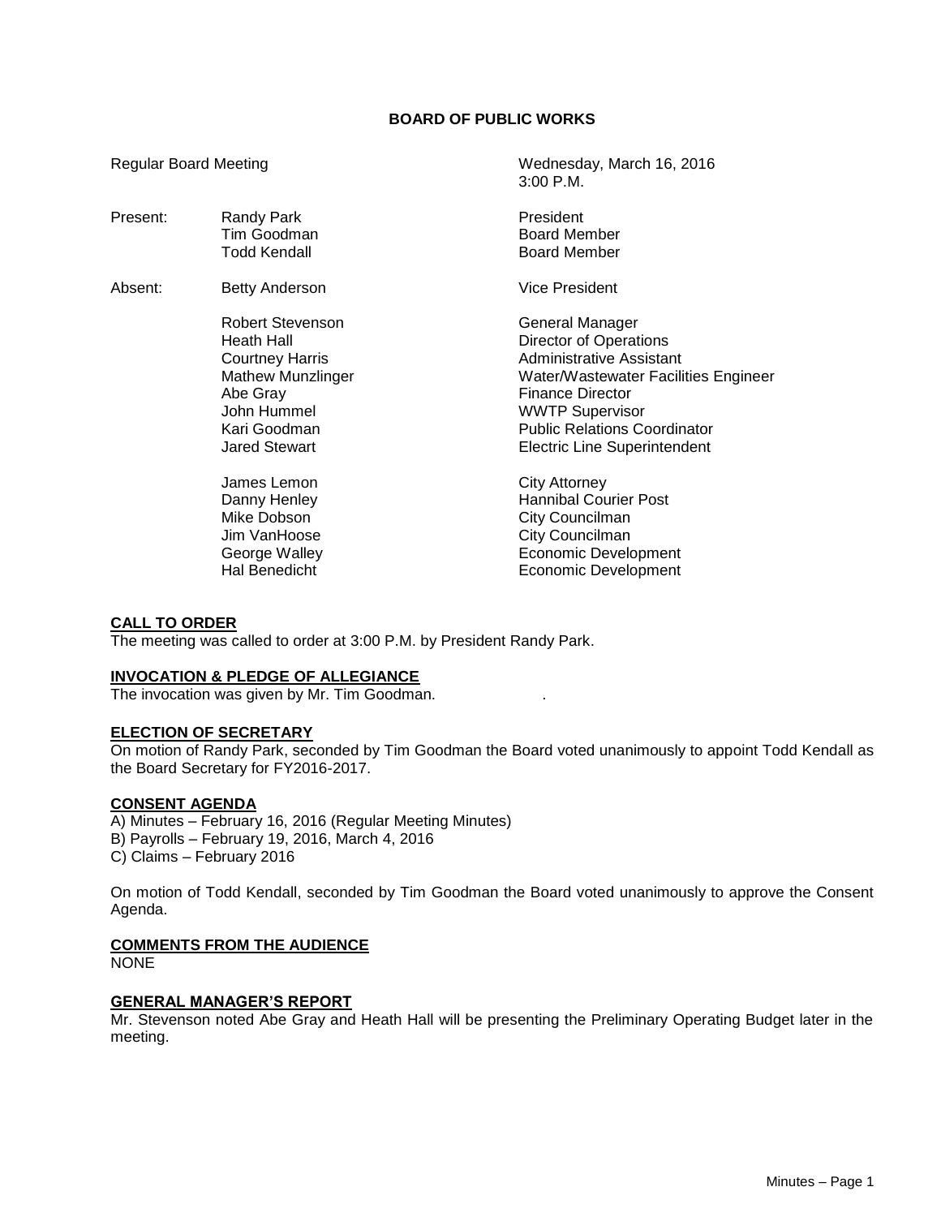# BOARD OF PUBLIC WORKS

Regular Board Meeting — Wednesday, March 16, 2016, 3:00 P.M.

| | | |
|---|---|---|
| Present: | Randy Park | President |
| | Tim Goodman | Board Member |
| | Todd Kendall | Board Member |
| Absent: | Betty Anderson | Vice President |
| | Robert Stevenson | General Manager |
| | Heath Hall | Director of Operations |
| | Courtney Harris | Administrative Assistant |
| | Mathew Munzlinger | Water/Wastewater Facilities Engineer |
| | Abe Gray | Finance Director |
| | John Hummel | WWTP Supervisor |
| | Kari Goodman | Public Relations Coordinator |
| | Jared Stewart | Electric Line Superintendent |
| | James Lemon | City Attorney |
| | Danny Henley | Hannibal Courier Post |
| | Mike Dobson | City Councilman |
| | Jim VanHoose | City Councilman |
| | George Walley | Economic Development |
| | Hal Benedicht | Economic Development |

**CALL TO ORDER**

The meeting was called to order at 3:00 P.M. by President Randy Park.

**INVOCATION & PLEDGE OF ALLEGIANCE**

The invocation was given by Mr. Tim Goodman.

**ELECTION OF SECRETARY**

On motion of Randy Park, seconded by Tim Goodman the Board voted unanimously to appoint Todd Kendall as the Board Secretary for FY2016-2017.

**CONSENT AGENDA**

A) Minutes – February 16, 2016 (Regular Meeting Minutes)
B) Payrolls – February 19, 2016, March 4, 2016
C) Claims – February 2016

On motion of Todd Kendall, seconded by Tim Goodman the Board voted unanimously to approve the Consent Agenda.

**COMMENTS FROM THE AUDIENCE**

NONE

**GENERAL MANAGER'S REPORT**

Mr. Stevenson noted Abe Gray and Heath Hall will be presenting the Preliminary Operating Budget later in the meeting.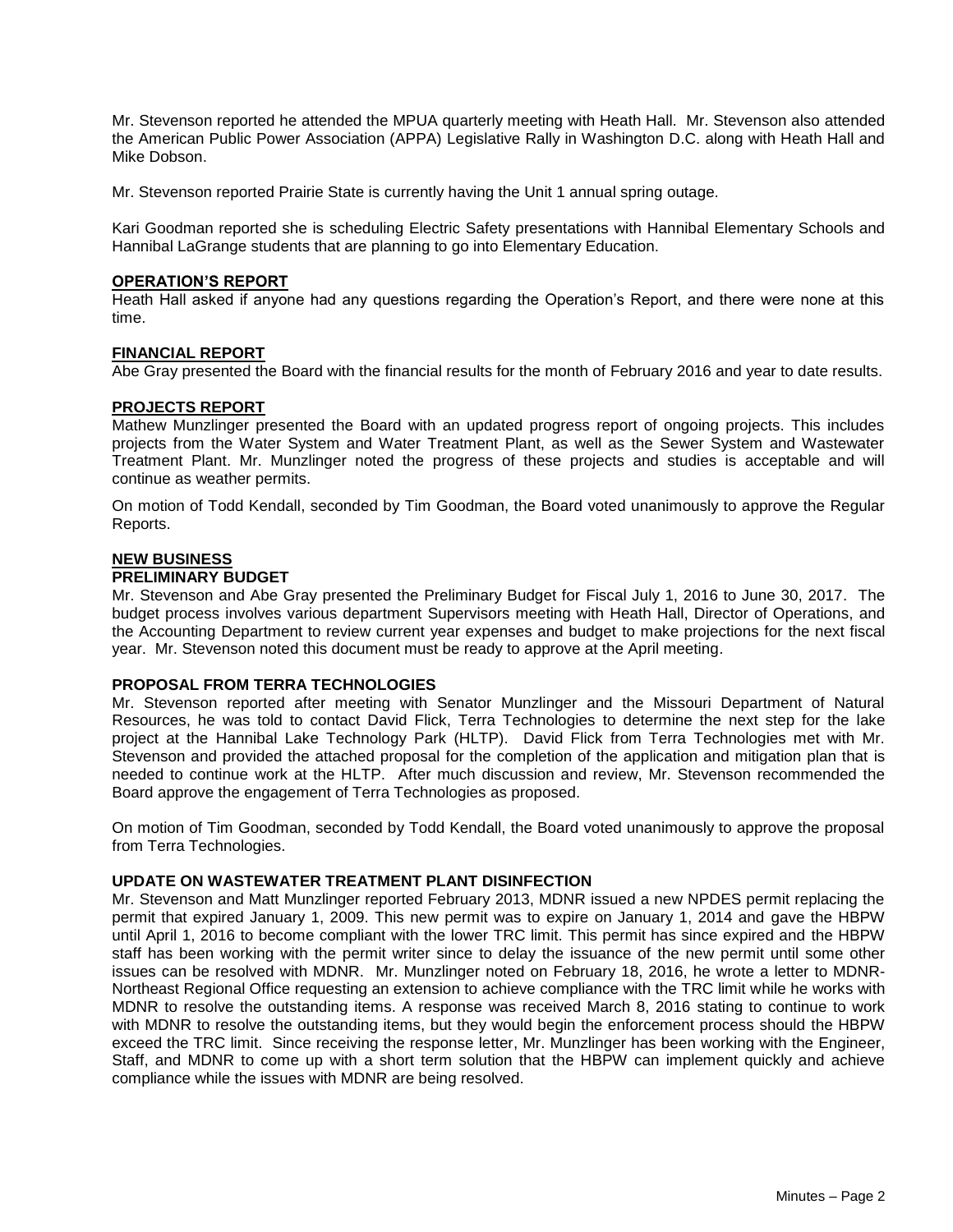Mr. Stevenson reported he attended the MPUA quarterly meeting with Heath Hall. Mr. Stevenson also attended the American Public Power Association (APPA) Legislative Rally in Washington D.C. along with Heath Hall and Mike Dobson.

Mr. Stevenson reported Prairie State is currently having the Unit 1 annual spring outage.

Kari Goodman reported she is scheduling Electric Safety presentations with Hannibal Elementary Schools and Hannibal LaGrange students that are planning to go into Elementary Education.

## OPERATION'S REPORT

Heath Hall asked if anyone had any questions regarding the Operation's Report, and there were none at this time.

## FINANCIAL REPORT

Abe Gray presented the Board with the financial results for the month of February 2016 and year to date results.

## PROJECTS REPORT

Mathew Munzlinger presented the Board with an updated progress report of ongoing projects. This includes projects from the Water System and Water Treatment Plant, as well as the Sewer System and Wastewater Treatment Plant. Mr. Munzlinger noted the progress of these projects and studies is acceptable and will continue as weather permits.

On motion of Todd Kendall, seconded by Tim Goodman, the Board voted unanimously to approve the Regular Reports.

## NEW BUSINESS

### PRELIMINARY BUDGET

Mr. Stevenson and Abe Gray presented the Preliminary Budget for Fiscal July 1, 2016 to June 30, 2017. The budget process involves various department Supervisors meeting with Heath Hall, Director of Operations, and the Accounting Department to review current year expenses and budget to make projections for the next fiscal year. Mr. Stevenson noted this document must be ready to approve at the April meeting.

### PROPOSAL FROM TERRA TECHNOLOGIES

Mr. Stevenson reported after meeting with Senator Munzlinger and the Missouri Department of Natural Resources, he was told to contact David Flick, Terra Technologies to determine the next step for the lake project at the Hannibal Lake Technology Park (HLTP). David Flick from Terra Technologies met with Mr. Stevenson and provided the attached proposal for the completion of the application and mitigation plan that is needed to continue work at the HLTP. After much discussion and review, Mr. Stevenson recommended the Board approve the engagement of Terra Technologies as proposed.

On motion of Tim Goodman, seconded by Todd Kendall, the Board voted unanimously to approve the proposal from Terra Technologies.

### UPDATE ON WASTEWATER TREATMENT PLANT DISINFECTION

Mr. Stevenson and Matt Munzlinger reported February 2013, MDNR issued a new NPDES permit replacing the permit that expired January 1, 2009. This new permit was to expire on January 1, 2014 and gave the HBPW until April 1, 2016 to become compliant with the lower TRC limit. This permit has since expired and the HBPW staff has been working with the permit writer since to delay the issuance of the new permit until some other issues can be resolved with MDNR. Mr. Munzlinger noted on February 18, 2016, he wrote a letter to MDNR-Northeast Regional Office requesting an extension to achieve compliance with the TRC limit while he works with MDNR to resolve the outstanding items. A response was received March 8, 2016 stating to continue to work with MDNR to resolve the outstanding items, but they would begin the enforcement process should the HBPW exceed the TRC limit. Since receiving the response letter, Mr. Munzlinger has been working with the Engineer, Staff, and MDNR to come up with a short term solution that the HBPW can implement quickly and achieve compliance while the issues with MDNR are being resolved.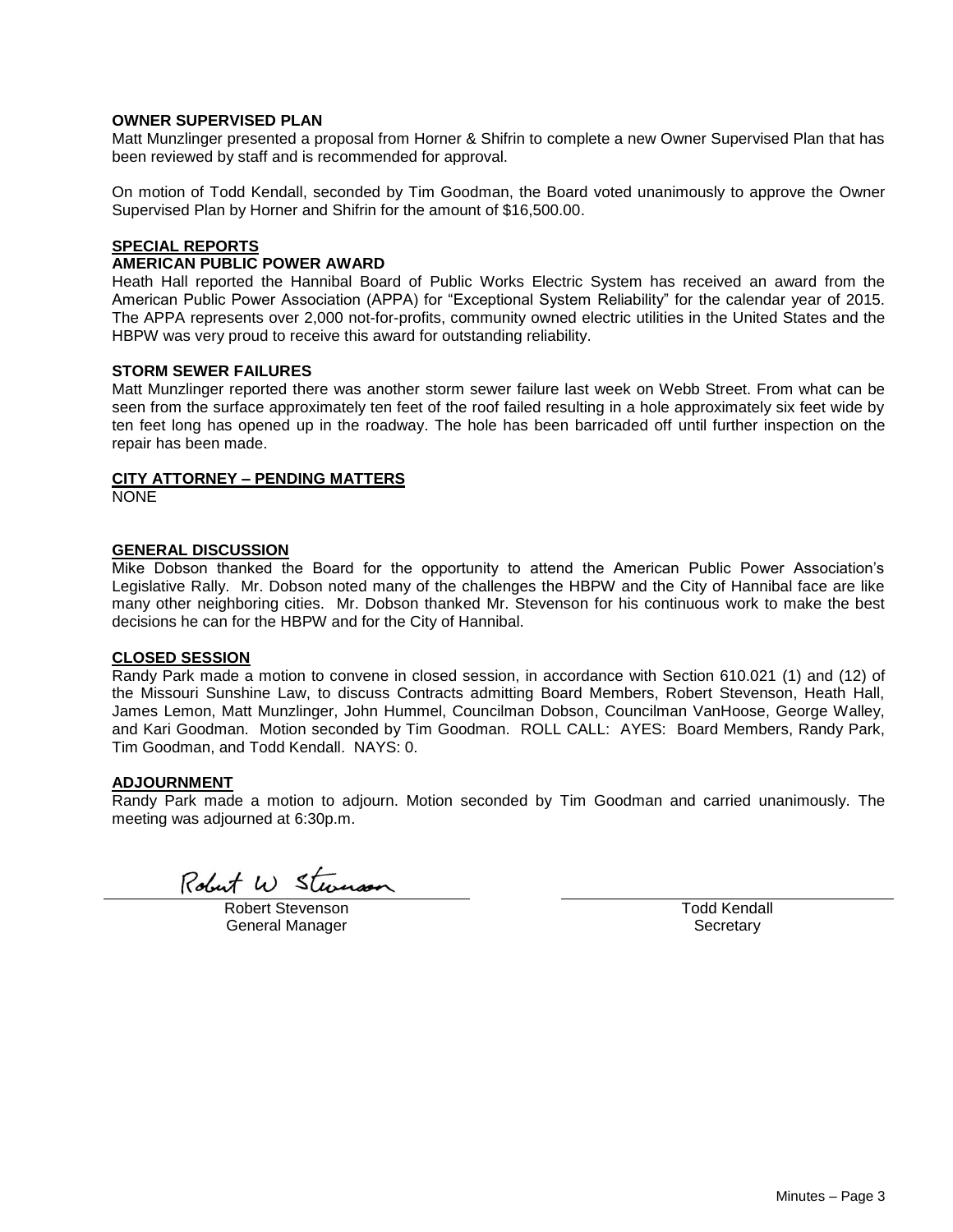**OWNER SUPERVISED PLAN**

Matt Munzlinger presented a proposal from Horner & Shifrin to complete a new Owner Supervised Plan that has been reviewed by staff and is recommended for approval.

On motion of Todd Kendall, seconded by Tim Goodman, the Board voted unanimously to approve the Owner Supervised Plan by Horner and Shifrin for the amount of $16,500.00.

**SPECIAL REPORTS**

**AMERICAN PUBLIC POWER AWARD**

Heath Hall reported the Hannibal Board of Public Works Electric System has received an award from the American Public Power Association (APPA) for "Exceptional System Reliability" for the calendar year of 2015. The APPA represents over 2,000 not-for-profits, community owned electric utilities in the United States and the HBPW was very proud to receive this award for outstanding reliability.

**STORM SEWER FAILURES**

Matt Munzlinger reported there was another storm sewer failure last week on Webb Street. From what can be seen from the surface approximately ten feet of the roof failed resulting in a hole approximately six feet wide by ten feet long has opened up in the roadway. The hole has been barricaded off until further inspection on the repair has been made.

**CITY ATTORNEY – PENDING MATTERS**

NONE

**GENERAL DISCUSSION**

Mike Dobson thanked the Board for the opportunity to attend the American Public Power Association's Legislative Rally. Mr. Dobson noted many of the challenges the HBPW and the City of Hannibal face are like many other neighboring cities. Mr. Dobson thanked Mr. Stevenson for his continuous work to make the best decisions he can for the HBPW and for the City of Hannibal.

**CLOSED SESSION**

Randy Park made a motion to convene in closed session, in accordance with Section 610.021 (1) and (12) of the Missouri Sunshine Law, to discuss Contracts admitting Board Members, Robert Stevenson, Heath Hall, James Lemon, Matt Munzlinger, John Hummel, Councilman Dobson, Councilman VanHoose, George Walley, and Kari Goodman. Motion seconded by Tim Goodman. ROLL CALL: AYES: Board Members, Randy Park, Tim Goodman, and Todd Kendall. NAYS: 0.

**ADJOURNMENT**

Randy Park made a motion to adjourn. Motion seconded by Tim Goodman and carried unanimously. The meeting was adjourned at 6:30p.m.

Robert W Stevenson

Robert Stevenson
General Manager

Todd Kendall
Secretary